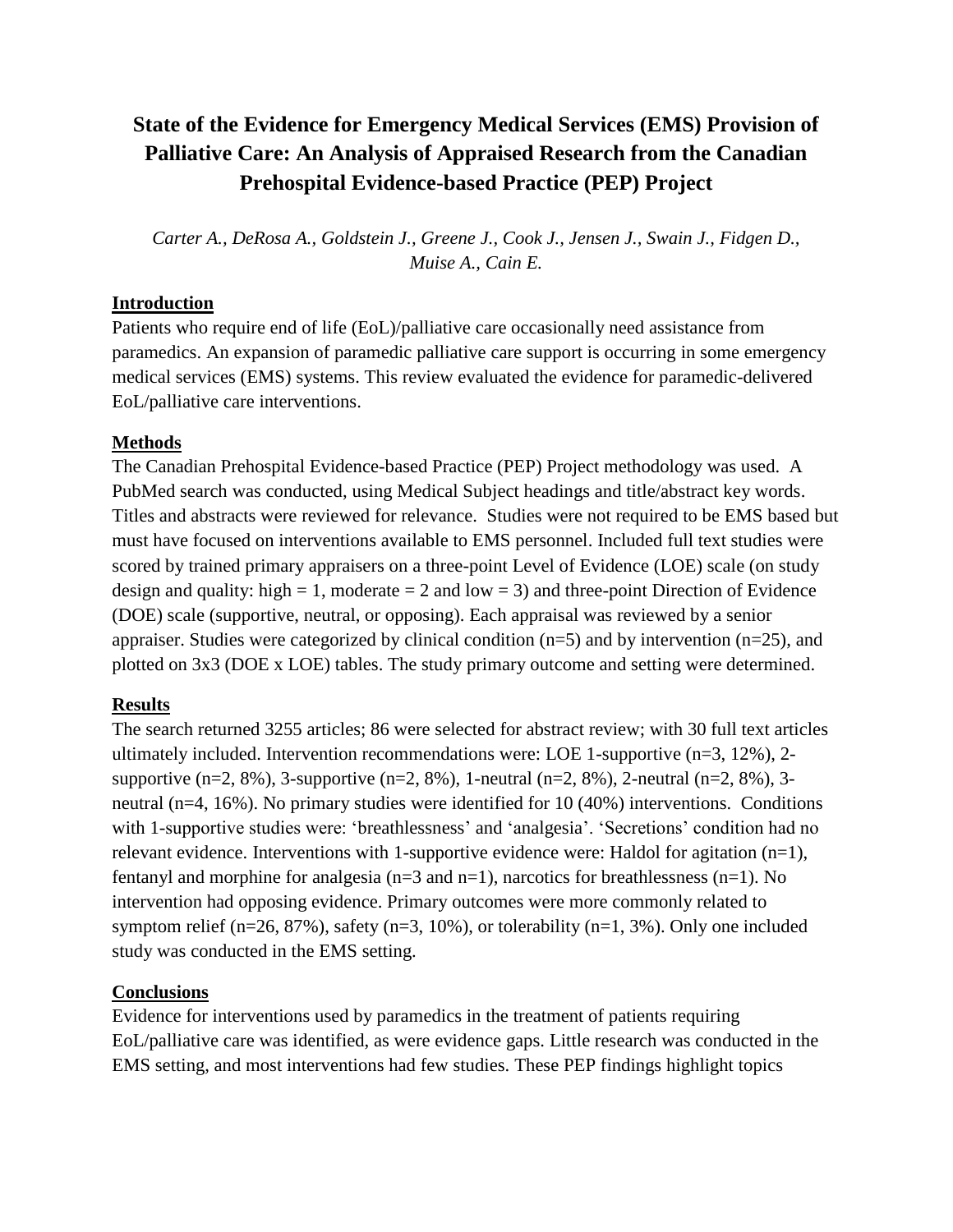# State of the Evidence for Emergency Medical Services (EMS) Provision of Palliative Care: An Analysis of Appraised Research from the Canadian Prehospital Evidence-based Practice (PEP) Project

*Carter A., DeRosa A., Goldstein J., Greene J., Cook J., Jensen J., Swain J., Fidgen D., Muise A., Cain E.*

## Introduction

Patients who require end of life (EoL)/palliative care occasionally need assistance from paramedics. An expansion of paramedic palliative care support is occurring in some emergency medical services (EMS) systems. This review evaluated the evidence for paramedic-delivered EoL/palliative care interventions.

## Methods

The Canadian Prehospital Evidence-based Practice (PEP) Project methodology was used. A PubMed search was conducted, using Medical Subject headings and title/abstract key words. Titles and abstracts were reviewed for relevance. Studies were not required to be EMS based but must have focused on interventions available to EMS personnel. Included full text studies were scored by trained primary appraisers on a three-point Level of Evidence (LOE) scale (on study design and quality: high = 1, moderate = 2 and low = 3) and three-point Direction of Evidence (DOE) scale (supportive, neutral, or opposing). Each appraisal was reviewed by a senior appraiser. Studies were categorized by clinical condition (n=5) and by intervention (n=25), and plotted on 3x3 (DOE x LOE) tables. The study primary outcome and setting were determined.

## Results

The search returned 3255 articles; 86 were selected for abstract review; with 30 full text articles ultimately included. Intervention recommendations were: LOE 1-supportive (n=3, 12%), 2-supportive (n=2, 8%), 3-supportive (n=2, 8%), 1-neutral (n=2, 8%), 2-neutral (n=2, 8%), 3-neutral (n=4, 16%). No primary studies were identified for 10 (40%) interventions. Conditions with 1-supportive studies were: 'breathlessness' and 'analgesia'. 'Secretions' condition had no relevant evidence. Interventions with 1-supportive evidence were: Haldol for agitation (n=1), fentanyl and morphine for analgesia (n=3 and n=1), narcotics for breathlessness (n=1). No intervention had opposing evidence. Primary outcomes were more commonly related to symptom relief (n=26, 87%), safety (n=3, 10%), or tolerability (n=1, 3%). Only one included study was conducted in the EMS setting.

## Conclusions

Evidence for interventions used by paramedics in the treatment of patients requiring EoL/palliative care was identified, as were evidence gaps. Little research was conducted in the EMS setting, and most interventions had few studies. These PEP findings highlight topics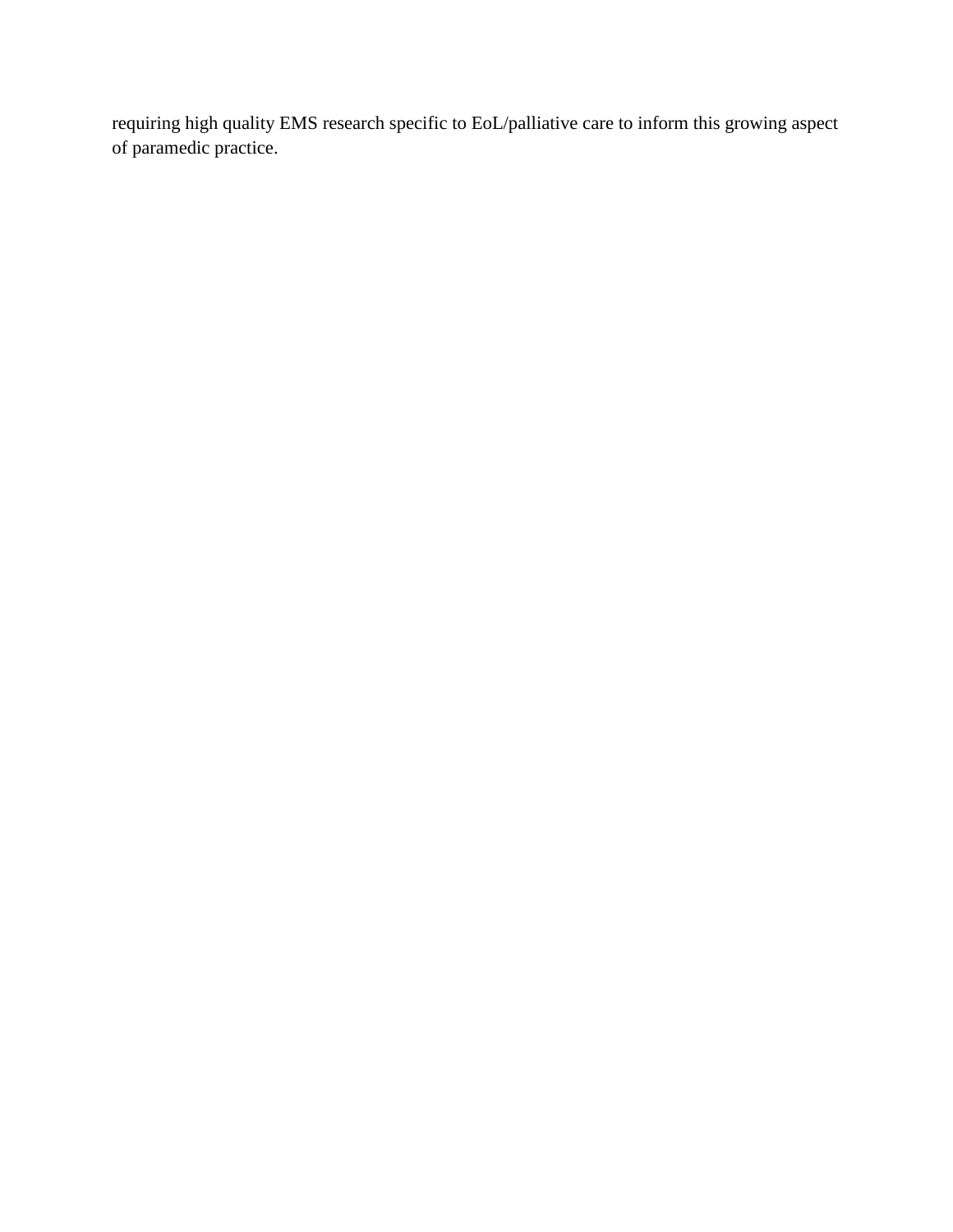requiring high quality EMS research specific to EoL/palliative care to inform this growing aspect of paramedic practice.